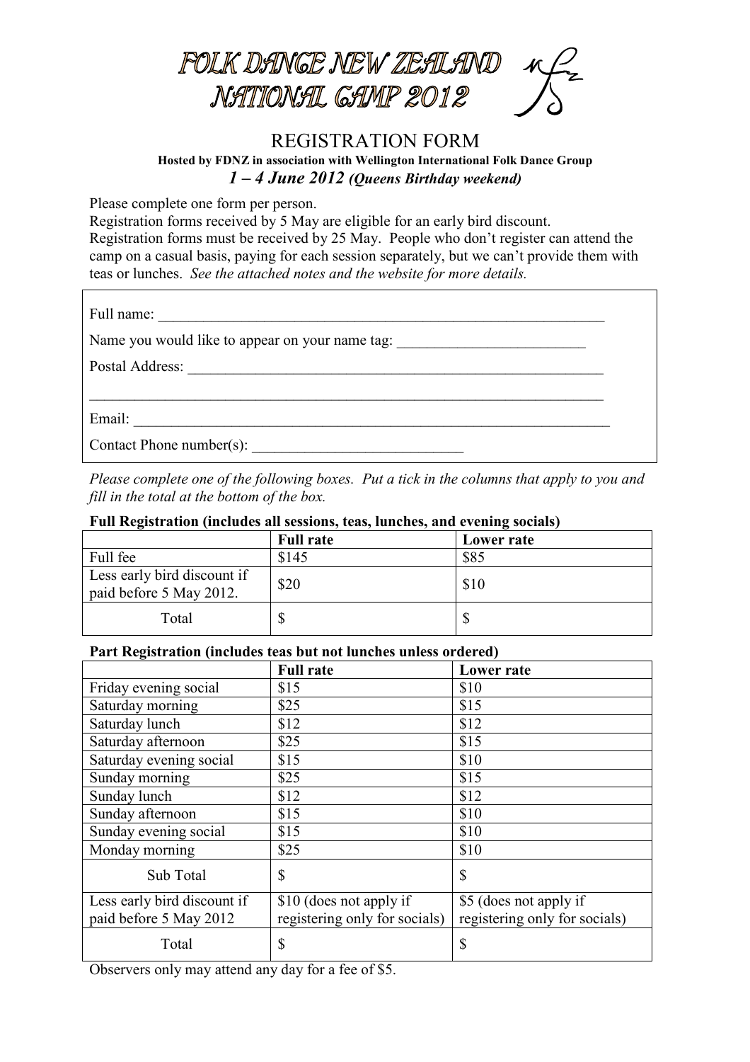# FOLK DANCE NEW ZEALAND NATIONAL CAMP 2012

## REGISTRATION FORM

**Hosted by FDNZ in association with Wellington International Folk Dance Group**

***1 – 4 June 2012 (Queens Birthday weekend)***

Please complete one form per person.
Registration forms received by 5 May are eligible for an early bird discount.
Registration forms must be received by 25 May. People who don't register can attend the camp on a casual basis, paying for each session separately, but we can't provide them with teas or lunches. *See the attached notes and the website for more details.*

Full name: ___________________________________________________________

Name you would like to appear on your name tag: _________________________

Postal Address: _______________________________________________________

_____________________________________________________________________

Email: ______________________________________________________________

Contact Phone number(s): ___________________________

*Please complete one of the following boxes. Put a tick in the columns that apply to you and fill in the total at the bottom of the box.*

**Full Registration (includes all sessions, teas, lunches, and evening socials)**

| | **Full rate** | **Lower rate** |
|---|---|---|
| Full fee | $145 | $85 |
| Less early bird discount if paid before 5 May 2012. | $20 | $10 |
| Total | $ | $ |

**Part Registration (includes teas but not lunches unless ordered)**

| | **Full rate** | **Lower rate** |
|---|---|---|
| Friday evening social | $15 | $10 |
| Saturday morning | $25 | $15 |
| Saturday lunch | $12 | $12 |
| Saturday afternoon | $25 | $15 |
| Saturday evening social | $15 | $10 |
| Sunday morning | $25 | $15 |
| Sunday lunch | $12 | $12 |
| Sunday afternoon | $15 | $10 |
| Sunday evening social | $15 | $10 |
| Monday morning | $25 | $10 |
| Sub Total | $ | $ |
| Less early bird discount if paid before 5 May 2012 | $10 (does not apply if registering only for socials) | $5 (does not apply if registering only for socials) |
| Total | $ | $ |

Observers only may attend any day for a fee of $5.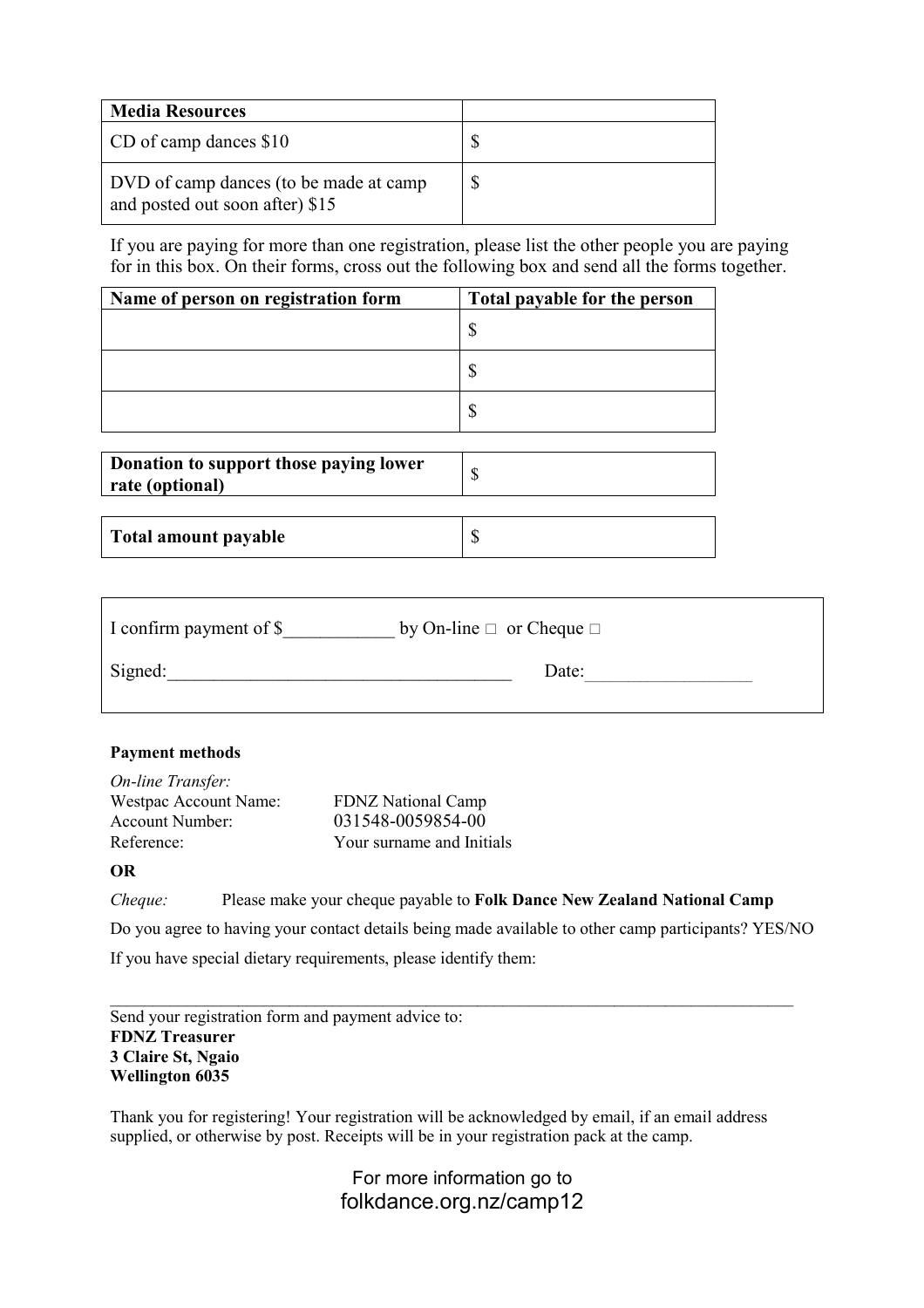| **Media Resources** | |
|---|---|
| CD of camp dances $10 | $ |
| DVD of camp dances (to be made at camp and posted out soon after) $15 | $ |

If you are paying for more than one registration, please list the other people you are paying for in this box. On their forms, cross out the following box and send all the forms together.

| **Name of person on registration form** | **Total payable for the person** |
|---|---|
| | $ |
| | $ |
| | $ |

| | |
|---|---|
| **Donation to support those paying lower rate (optional)** | $ |

| | |
|---|---|
| **Total amount payable** | $ |

I confirm payment of $____________ by On-line □ or Cheque □

Signed:_____________________________________ Date:__________________

**Payment methods**

*On-line Transfer:*
Westpac Account Name: FDNZ National Camp
Account Number: 031548-0059854-00
Reference: Your surname and Initials

**OR**

*Cheque:* Please make your cheque payable to **Folk Dance New Zealand National Camp**

Do you agree to having your contact details being made available to other camp participants? YES/NO

If you have special dietary requirements, please identify them:

________________________________________________________________________________

Send your registration form and payment advice to:
**FDNZ Treasurer**
**3 Claire St, Ngaio**
**Wellington 6035**

Thank you for registering! Your registration will be acknowledged by email, if an email address supplied, or otherwise by post. Receipts will be in your registration pack at the camp.

For more information go to
folkdance.org.nz/camp12